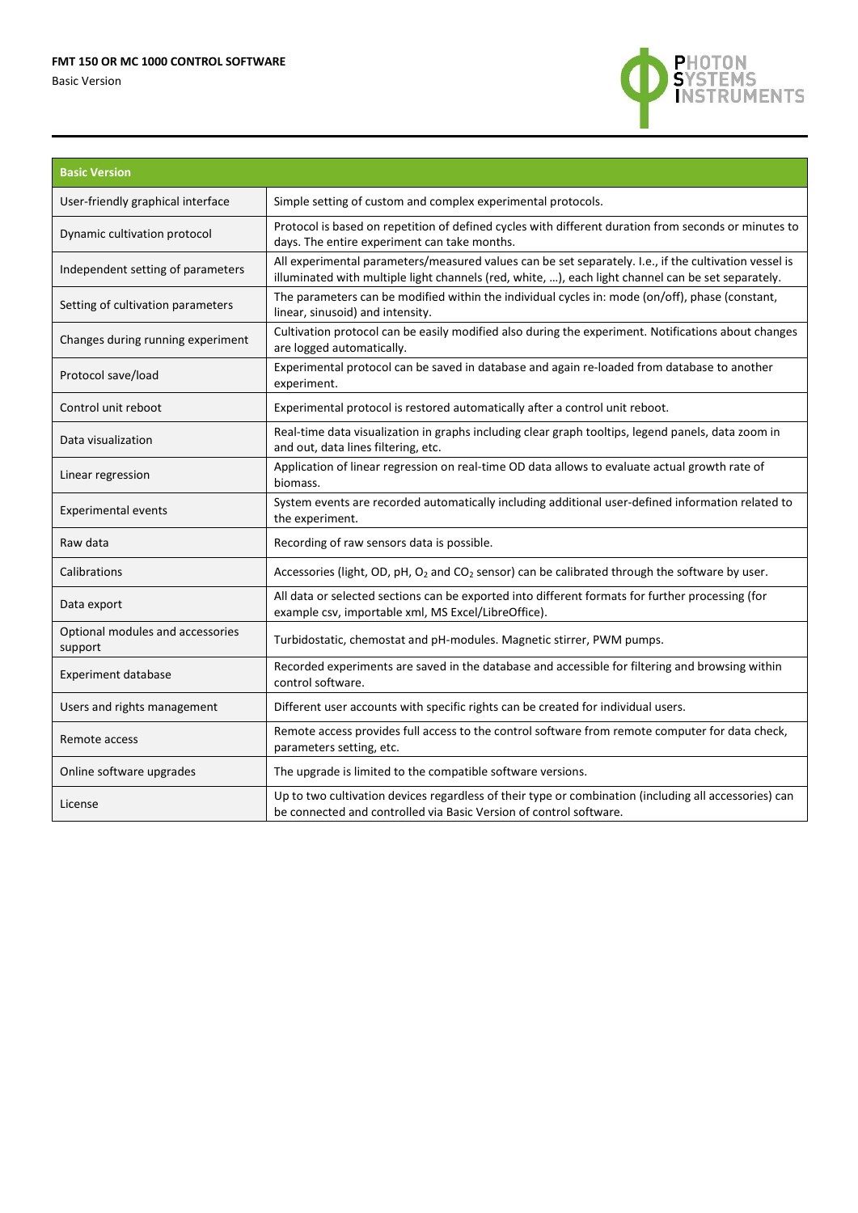**FMT 150 OR MC 1000 CONTROL SOFTWARE**

Basic Version

| Basic Version | |
|---|---|
| User-friendly graphical interface | Simple setting of custom and complex experimental protocols. |
| Dynamic cultivation protocol | Protocol is based on repetition of defined cycles with different duration from seconds or minutes to days. The entire experiment can take months. |
| Independent setting of parameters | All experimental parameters/measured values can be set separately. I.e., if the cultivation vessel is illuminated with multiple light channels (red, white, …), each light channel can be set separately. |
| Setting of cultivation parameters | The parameters can be modified within the individual cycles in: mode (on/off), phase (constant, linear, sinusoid) and intensity. |
| Changes during running experiment | Cultivation protocol can be easily modified also during the experiment. Notifications about changes are logged automatically. |
| Protocol save/load | Experimental protocol can be saved in database and again re-loaded from database to another experiment. |
| Control unit reboot | Experimental protocol is restored automatically after a control unit reboot. |
| Data visualization | Real-time data visualization in graphs including clear graph tooltips, legend panels, data zoom in and out, data lines filtering, etc. |
| Linear regression | Application of linear regression on real-time OD data allows to evaluate actual growth rate of biomass. |
| Experimental events | System events are recorded automatically including additional user-defined information related to the experiment. |
| Raw data | Recording of raw sensors data is possible. |
| Calibrations | Accessories (light, OD, pH, $O_2$ and $CO_2$ sensor) can be calibrated through the software by user. |
| Data export | All data or selected sections can be exported into different formats for further processing (for example csv, importable xml, MS Excel/LibreOffice). |
| Optional modules and accessories support | Turbidostatic, chemostat and pH-modules. Magnetic stirrer, PWM pumps. |
| Experiment database | Recorded experiments are saved in the database and accessible for filtering and browsing within control software. |
| Users and rights management | Different user accounts with specific rights can be created for individual users. |
| Remote access | Remote access provides full access to the control software from remote computer for data check, parameters setting, etc. |
| Online software upgrades | The upgrade is limited to the compatible software versions. |
| License | Up to two cultivation devices regardless of their type or combination (including all accessories) can be connected and controlled via Basic Version of control software. |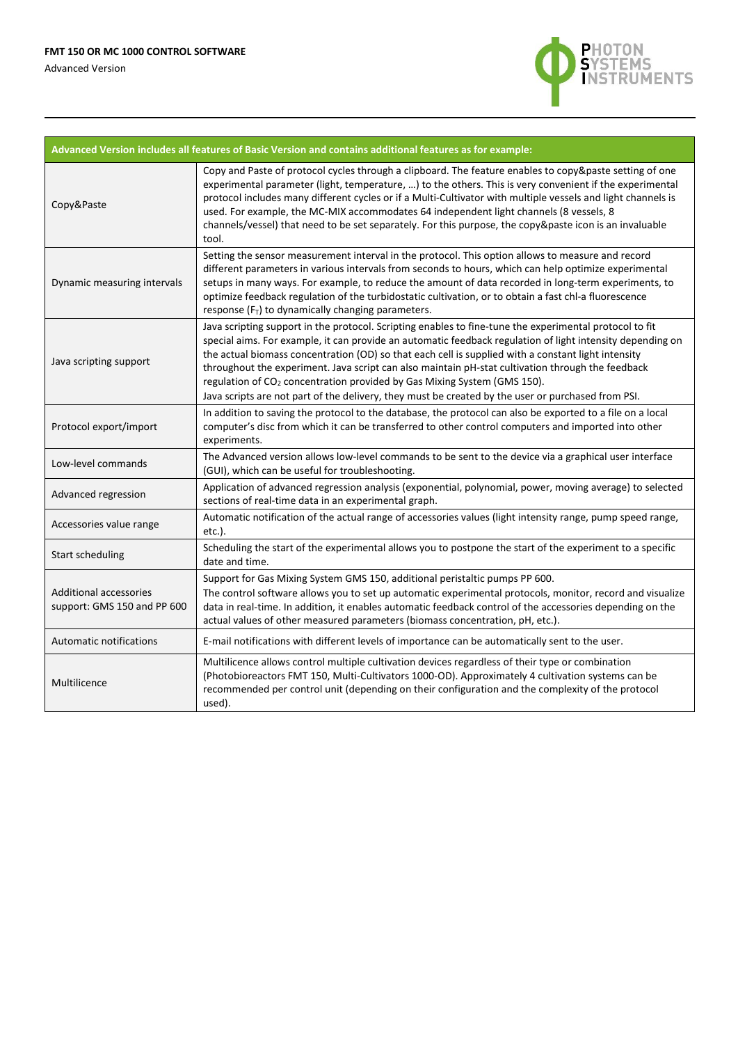**FMT 150 OR MC 1000 CONTROL SOFTWARE**

Advanced Version

| Advanced Version includes all features of Basic Version and contains additional features as for example: | |
|---|---|
| Copy&Paste | Copy and Paste of protocol cycles through a clipboard. The feature enables to copy&paste setting of one experimental parameter (light, temperature, …) to the others. This is very convenient if the experimental protocol includes many different cycles or if a Multi-Cultivator with multiple vessels and light channels is used. For example, the MC-MIX accommodates 64 independent light channels (8 vessels, 8 channels/vessel) that need to be set separately. For this purpose, the copy&paste icon is an invaluable tool. |
| Dynamic measuring intervals | Setting the sensor measurement interval in the protocol. This option allows to measure and record different parameters in various intervals from seconds to hours, which can help optimize experimental setups in many ways. For example, to reduce the amount of data recorded in long-term experiments, to optimize feedback regulation of the turbidostatic cultivation, or to obtain a fast chl-a fluorescence response ($F_T$) to dynamically changing parameters. |
| Java scripting support | Java scripting support in the protocol. Scripting enables to fine-tune the experimental protocol to fit special aims. For example, it can provide an automatic feedback regulation of light intensity depending on the actual biomass concentration (OD) so that each cell is supplied with a constant light intensity throughout the experiment. Java script can also maintain pH-stat cultivation through the feedback regulation of $CO_2$ concentration provided by Gas Mixing System (GMS 150).<br>Java scripts are not part of the delivery, they must be created by the user or purchased from PSI. |
| Protocol export/import | In addition to saving the protocol to the database, the protocol can also be exported to a file on a local computer's disc from which it can be transferred to other control computers and imported into other experiments. |
| Low-level commands | The Advanced version allows low-level commands to be sent to the device via a graphical user interface (GUI), which can be useful for troubleshooting. |
| Advanced regression | Application of advanced regression analysis (exponential, polynomial, power, moving average) to selected sections of real-time data in an experimental graph. |
| Accessories value range | Automatic notification of the actual range of accessories values (light intensity range, pump speed range, etc.). |
| Start scheduling | Scheduling the start of the experimental allows you to postpone the start of the experiment to a specific date and time. |
| Additional accessories support: GMS 150 and PP 600 | Support for Gas Mixing System GMS 150, additional peristaltic pumps PP 600.<br>The control software allows you to set up automatic experimental protocols, monitor, record and visualize data in real-time. In addition, it enables automatic feedback control of the accessories depending on the actual values of other measured parameters (biomass concentration, pH, etc.). |
| Automatic notifications | E-mail notifications with different levels of importance can be automatically sent to the user. |
| Multilicence | Multilicence allows control multiple cultivation devices regardless of their type or combination (Photobioreactors FMT 150, Multi-Cultivators 1000-OD). Approximately 4 cultivation systems can be recommended per control unit (depending on their configuration and the complexity of the protocol used). |